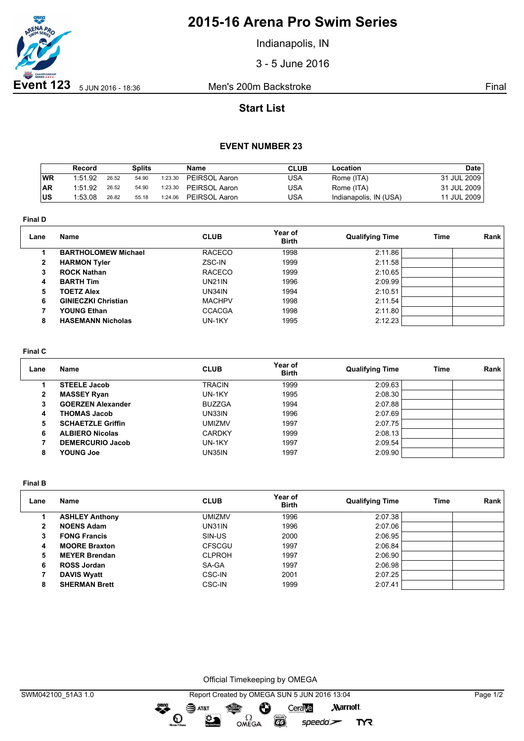# 2015-16 Arena Pro Swim Series

Indianapolis, IN

3 - 5 June 2016

**Event 123** 5 JUN 2016 - 18:36 Men's 200m Backstroke Final

## Start List

### EVENT NUMBER 23

| | Record | Splits | | | Name | CLUB | Location | Date |
|---|---|---|---|---|---|---|---|---|
| WR | 1:51.92 | 26.52 | 54.90 | 1:23.30 | PEIRSOL Aaron | USA | Rome (ITA) | 31 JUL 2009 |
| AR | 1:51.92 | 26.52 | 54.90 | 1:23.30 | PEIRSOL Aaron | USA | Rome (ITA) | 31 JUL 2009 |
| US | 1:53.08 | 26.82 | 55.18 | 1:24.06 | PEIRSOL Aaron | USA | Indianapolis, IN (USA) | 11 JUL 2009 |

**Final D**

| Lane | Name | CLUB | Year of Birth | Qualifying Time | Time | Rank |
|---|---|---|---|---|---|---|
| 1 | **BARTHOLOMEW Michael** | RACECO | 1998 | 2:11.86 | | |
| 2 | **HARMON Tyler** | ZSC-IN | 1999 | 2:11.58 | | |
| 3 | **ROCK Nathan** | RACECO | 1999 | 2:10.65 | | |
| 4 | **BARTH Tim** | UN21IN | 1996 | 2:09.99 | | |
| 5 | **TOETZ Alex** | UN34IN | 1994 | 2:10.51 | | |
| 6 | **GINIECZKI Christian** | MACHPV | 1998 | 2:11.54 | | |
| 7 | **YOUNG Ethan** | CCACGA | 1998 | 2:11.80 | | |
| 8 | **HASEMANN Nicholas** | UN-1KY | 1995 | 2:12.23 | | |

**Final C**

| Lane | Name | CLUB | Year of Birth | Qualifying Time | Time | Rank |
|---|---|---|---|---|---|---|
| 1 | **STEELE Jacob** | TRACIN | 1999 | 2:09.63 | | |
| 2 | **MASSEY Ryan** | UN-1KY | 1995 | 2:08.30 | | |
| 3 | **GOERZEN Alexander** | BUZZGA | 1994 | 2:07.88 | | |
| 4 | **THOMAS Jacob** | UN33IN | 1996 | 2:07.69 | | |
| 5 | **SCHAETZLE Griffin** | UMIZMV | 1997 | 2:07.75 | | |
| 6 | **ALBIERO Nicolas** | CARDKY | 1999 | 2:08.13 | | |
| 7 | **DEMERCURIO Jacob** | UN-1KY | 1997 | 2:09.54 | | |
| 8 | **YOUNG Joe** | UN35IN | 1997 | 2:09.90 | | |

**Final B**

| Lane | Name | CLUB | Year of Birth | Qualifying Time | Time | Rank |
|---|---|---|---|---|---|---|
| 1 | **ASHLEY Anthony** | UMIZMV | 1996 | 2:07.38 | | |
| 2 | **NOENS Adam** | UN31IN | 1996 | 2:07.06 | | |
| 3 | **FONG Francis** | SIN-US | 2000 | 2:06.95 | | |
| 4 | **MOORE Braxton** | CFSCGU | 1997 | 2:06.84 | | |
| 5 | **MEYER Brendan** | CLPROH | 1997 | 2:06.90 | | |
| 6 | **ROSS Jordan** | SA-GA | 1997 | 2:06.98 | | |
| 7 | **DAVIS Wyatt** | CSC-IN | 2001 | 2:07.25 | | |
| 8 | **SHERMAN Brett** | CSC-IN | 1999 | 2:07.41 | | |

Official Timekeeping by OMEGA

SWM042100_51A3 1.0 Report Created by OMEGA SUN 5 JUN 2016 13:04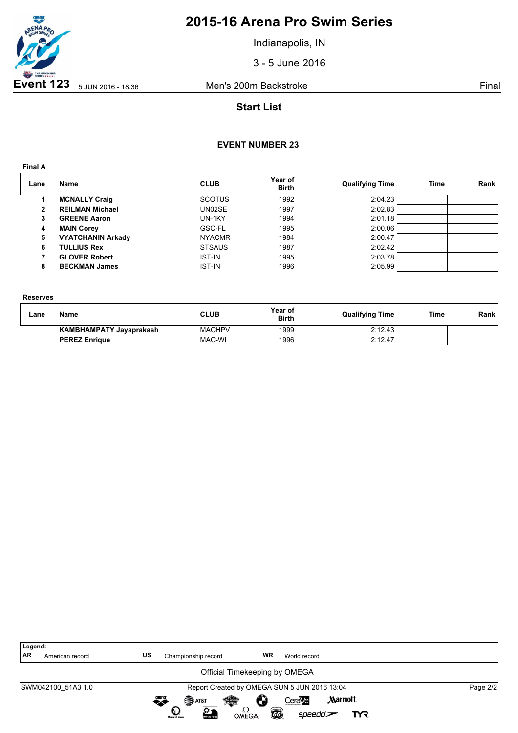# 2015-16 Arena Pro Swim Series

Indianapolis, IN

3 - 5 June 2016

**Event 123** 5 JUN 2016 - 18:36 Men's 200m Backstroke Final

## Start List

### EVENT NUMBER 23

**Final A**

| Lane | Name | CLUB | Year of Birth | Qualifying Time | Time | Rank |
|---|---|---|---|---|---|---|
| 1 | **MCNALLY Craig** | SCOTUS | 1992 | 2:04.23 | | |
| 2 | **REILMAN Michael** | UN02SE | 1997 | 2:02.83 | | |
| 3 | **GREENE Aaron** | UN-1KY | 1994 | 2:01.18 | | |
| 4 | **MAIN Corey** | GSC-FL | 1995 | 2:00.06 | | |
| 5 | **VYATCHANIN Arkady** | NYACMR | 1984 | 2:00.47 | | |
| 6 | **TULLIUS Rex** | STSAUS | 1987 | 2:02.42 | | |
| 7 | **GLOVER Robert** | IST-IN | 1995 | 2:03.78 | | |
| 8 | **BECKMAN James** | IST-IN | 1996 | 2:05.99 | | |

**Reserves**

| Lane | Name | CLUB | Year of Birth | Qualifying Time | Time | Rank |
|---|---|---|---|---|---|---|
| | **KAMBHAMPATY Jayaprakash** | MACHPV | 1999 | 2:12.43 | | |
| | **PEREZ Enrique** | MAC-WI | 1996 | 2:12.47 | | |

Legend:

| | | | | | |
|---|---|---|---|---|---|
| **AR** | American record | **US** | Championship record | **WR** | World record |

Official Timekeeping by OMEGA

SWM042100_51A3 1.0 Report Created by OMEGA SUN 5 JUN 2016 13:04